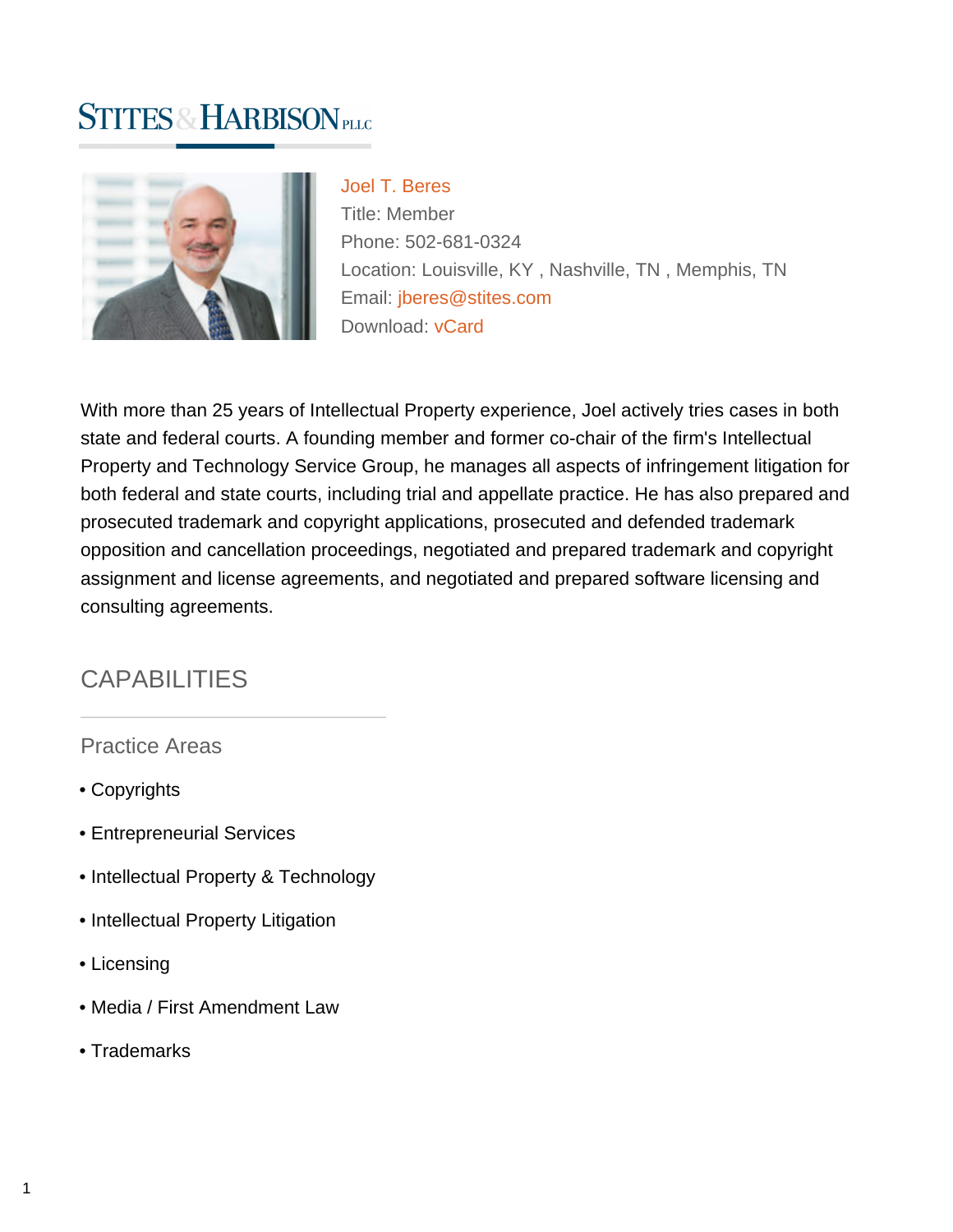# Stites & Harbison PLLC

**Joel T. Beres**
Title: Member
Phone: 502-681-0324
Location: Louisville, KY , Nashville, TN , Memphis, TN
Email: jberes@stites.com
Download: vCard

With more than 25 years of Intellectual Property experience, Joel actively tries cases in both state and federal courts. A founding member and former co-chair of the firm's Intellectual Property and Technology Service Group, he manages all aspects of infringement litigation for both federal and state courts, including trial and appellate practice. He has also prepared and prosecuted trademark and copyright applications, prosecuted and defended trademark opposition and cancellation proceedings, negotiated and prepared trademark and copyright assignment and license agreements, and negotiated and prepared software licensing and consulting agreements.

## CAPABILITIES

### Practice Areas

- Copyrights
- Entrepreneurial Services
- Intellectual Property & Technology
- Intellectual Property Litigation
- Licensing
- Media / First Amendment Law
- Trademarks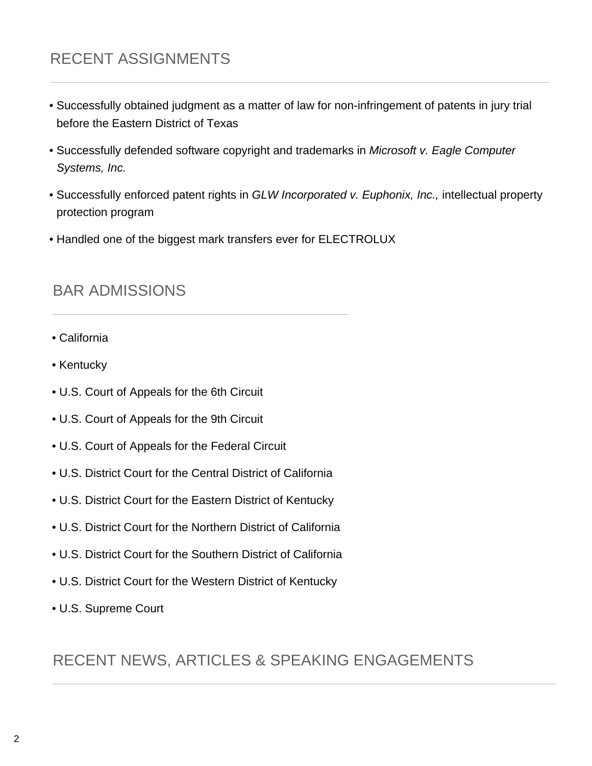## RECENT ASSIGNMENTS

- Successfully obtained judgment as a matter of law for non-infringement of patents in jury trial before the Eastern District of Texas
- Successfully defended software copyright and trademarks in *Microsoft v. Eagle Computer Systems, Inc.*
- Successfully enforced patent rights in *GLW Incorporated v. Euphonix, Inc.,* intellectual property protection program
- Handled one of the biggest mark transfers ever for ELECTROLUX

## BAR ADMISSIONS

- California
- Kentucky
- U.S. Court of Appeals for the 6th Circuit
- U.S. Court of Appeals for the 9th Circuit
- U.S. Court of Appeals for the Federal Circuit
- U.S. District Court for the Central District of California
- U.S. District Court for the Eastern District of Kentucky
- U.S. District Court for the Northern District of California
- U.S. District Court for the Southern District of California
- U.S. District Court for the Western District of Kentucky
- U.S. Supreme Court

## RECENT NEWS, ARTICLES & SPEAKING ENGAGEMENTS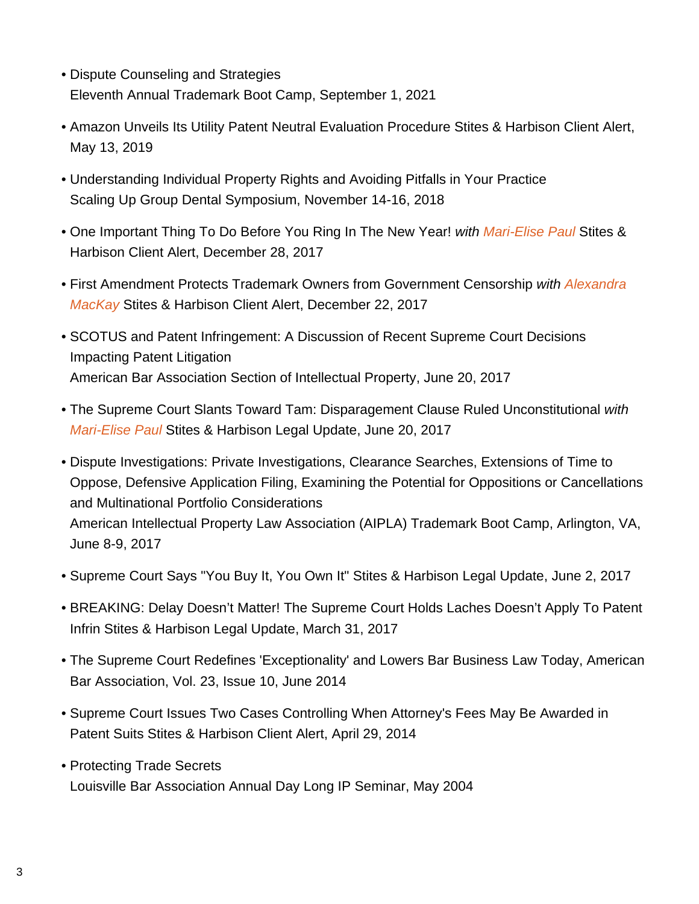- Dispute Counseling and Strategies
  Eleventh Annual Trademark Boot Camp, September 1, 2021

- Amazon Unveils Its Utility Patent Neutral Evaluation Procedure Stites & Harbison Client Alert, May 13, 2019

- Understanding Individual Property Rights and Avoiding Pitfalls in Your Practice
  Scaling Up Group Dental Symposium, November 14-16, 2018

- One Important Thing To Do Before You Ring In The New Year! *with Mari-Elise Paul* Stites & Harbison Client Alert, December 28, 2017

- First Amendment Protects Trademark Owners from Government Censorship *with Alexandra MacKay* Stites & Harbison Client Alert, December 22, 2017

- SCOTUS and Patent Infringement: A Discussion of Recent Supreme Court Decisions Impacting Patent Litigation
  American Bar Association Section of Intellectual Property, June 20, 2017

- The Supreme Court Slants Toward Tam: Disparagement Clause Ruled Unconstitutional *with Mari-Elise Paul* Stites & Harbison Legal Update, June 20, 2017

- Dispute Investigations: Private Investigations, Clearance Searches, Extensions of Time to Oppose, Defensive Application Filing, Examining the Potential for Oppositions or Cancellations and Multinational Portfolio Considerations
  American Intellectual Property Law Association (AIPLA) Trademark Boot Camp, Arlington, VA, June 8-9, 2017

- Supreme Court Says "You Buy It, You Own It" Stites & Harbison Legal Update, June 2, 2017

- BREAKING: Delay Doesn't Matter! The Supreme Court Holds Laches Doesn't Apply To Patent Infrin Stites & Harbison Legal Update, March 31, 2017

- The Supreme Court Redefines 'Exceptionality' and Lowers Bar Business Law Today, American Bar Association, Vol. 23, Issue 10, June 2014

- Supreme Court Issues Two Cases Controlling When Attorney's Fees May Be Awarded in Patent Suits Stites & Harbison Client Alert, April 29, 2014

- Protecting Trade Secrets
  Louisville Bar Association Annual Day Long IP Seminar, May 2004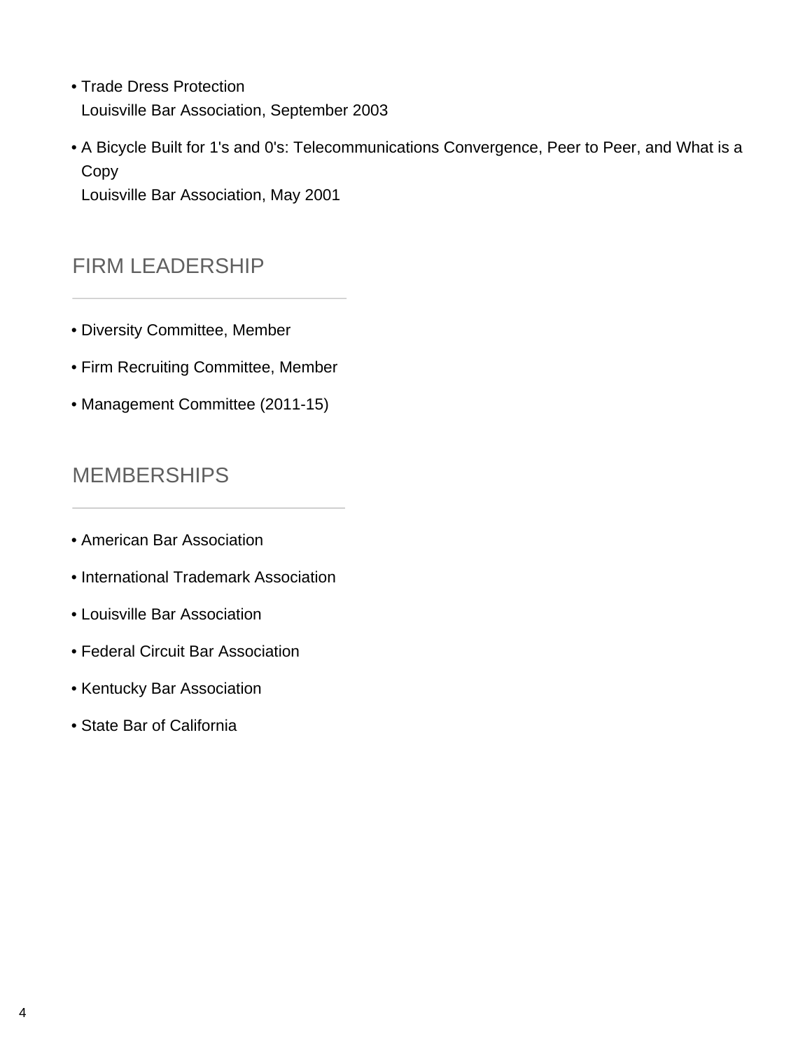- Trade Dress Protection
  Louisville Bar Association, September 2003

- A Bicycle Built for 1's and 0's: Telecommunications Convergence, Peer to Peer, and What is a Copy
  Louisville Bar Association, May 2001

## FIRM LEADERSHIP

- Diversity Committee, Member
- Firm Recruiting Committee, Member
- Management Committee (2011-15)

## MEMBERSHIPS

- American Bar Association
- International Trademark Association
- Louisville Bar Association
- Federal Circuit Bar Association
- Kentucky Bar Association
- State Bar of California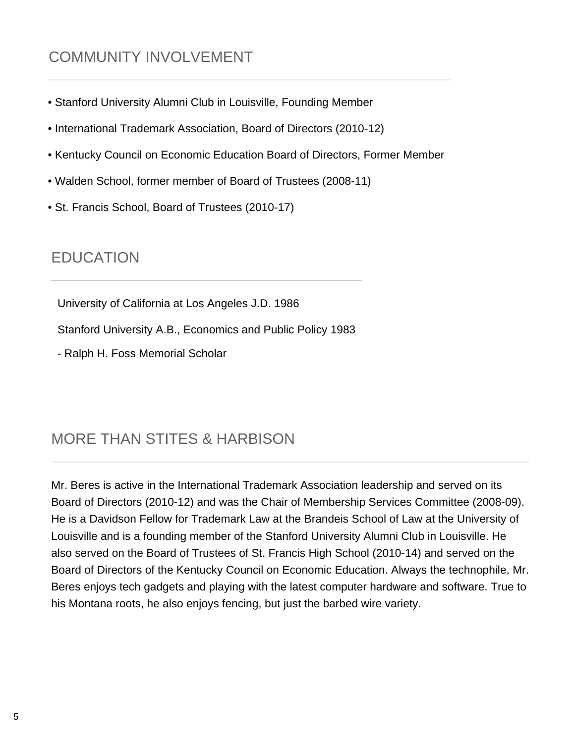## COMMUNITY INVOLVEMENT

- Stanford University Alumni Club in Louisville, Founding Member
- International Trademark Association, Board of Directors (2010-12)
- Kentucky Council on Economic Education Board of Directors, Former Member
- Walden School, former member of Board of Trustees (2008-11)
- St. Francis School, Board of Trustees (2010-17)

## EDUCATION

University of California at Los Angeles J.D. 1986

Stanford University A.B., Economics and Public Policy 1983

- Ralph H. Foss Memorial Scholar

## MORE THAN STITES & HARBISON

Mr. Beres is active in the International Trademark Association leadership and served on its Board of Directors (2010-12) and was the Chair of Membership Services Committee (2008-09). He is a Davidson Fellow for Trademark Law at the Brandeis School of Law at the University of Louisville and is a founding member of the Stanford University Alumni Club in Louisville. He also served on the Board of Trustees of St. Francis High School (2010-14) and served on the Board of Directors of the Kentucky Council on Economic Education. Always the technophile, Mr. Beres enjoys tech gadgets and playing with the latest computer hardware and software. True to his Montana roots, he also enjoys fencing, but just the barbed wire variety.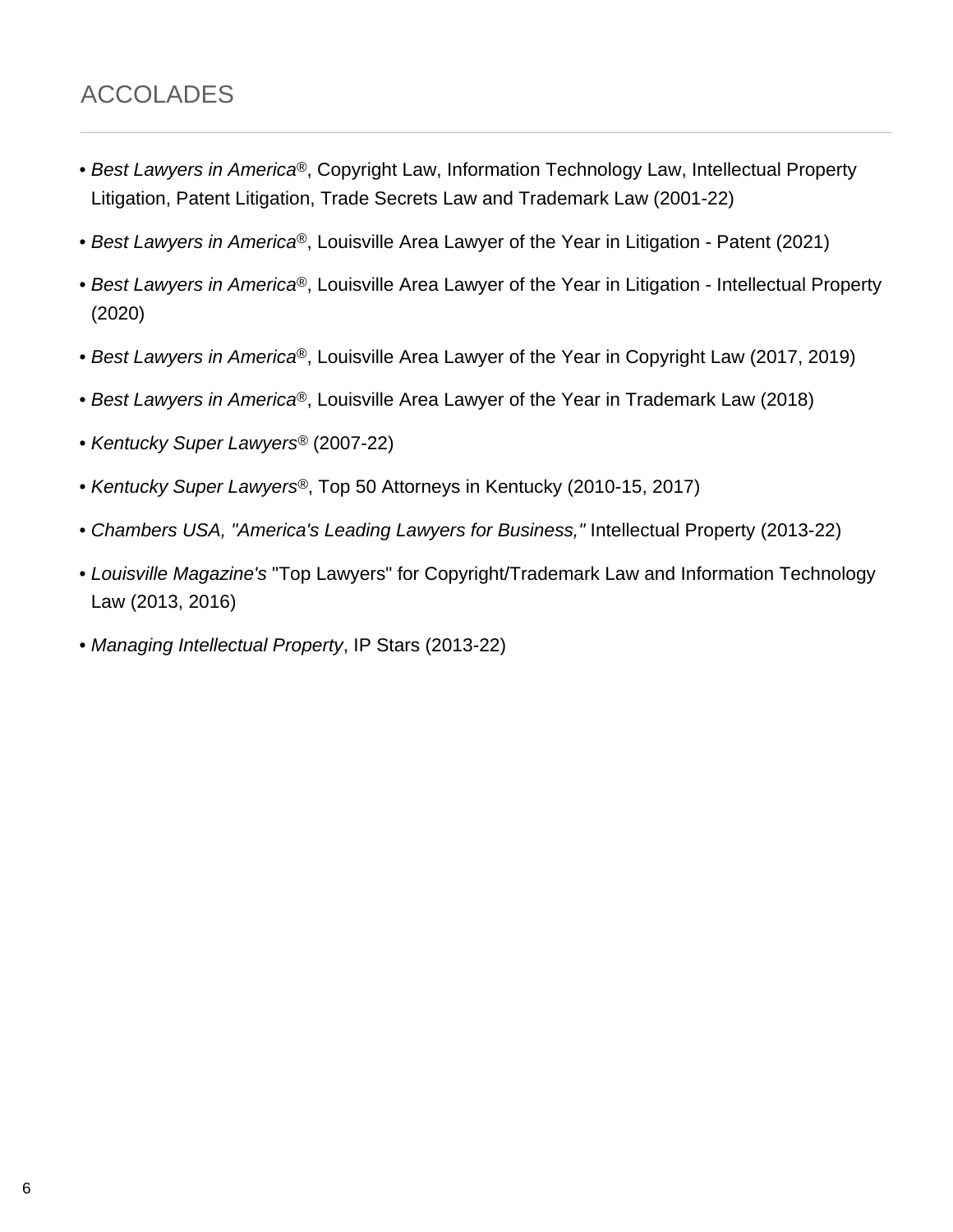## ACCOLADES

- *Best Lawyers in America*®, Copyright Law, Information Technology Law, Intellectual Property Litigation, Patent Litigation, Trade Secrets Law and Trademark Law (2001-22)
- *Best Lawyers in America*®, Louisville Area Lawyer of the Year in Litigation - Patent (2021)
- *Best Lawyers in America*®, Louisville Area Lawyer of the Year in Litigation - Intellectual Property (2020)
- *Best Lawyers in America*®, Louisville Area Lawyer of the Year in Copyright Law (2017, 2019)
- *Best Lawyers in America*®, Louisville Area Lawyer of the Year in Trademark Law (2018)
- *Kentucky Super Lawyers*® (2007-22)
- *Kentucky Super Lawyers*®, Top 50 Attorneys in Kentucky (2010-15, 2017)
- *Chambers USA, "America's Leading Lawyers for Business,"* Intellectual Property (2013-22)
- *Louisville Magazine's* "Top Lawyers" for Copyright/Trademark Law and Information Technology Law (2013, 2016)
- *Managing Intellectual Property*, IP Stars (2013-22)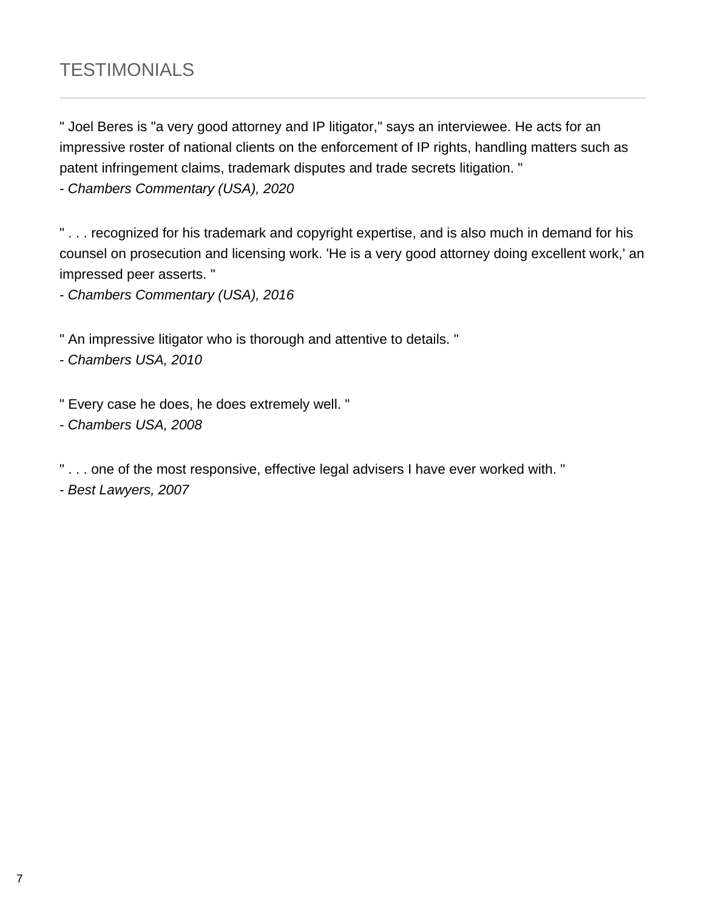## TESTIMONIALS

" Joel Beres is "a very good attorney and IP litigator," says an interviewee. He acts for an impressive roster of national clients on the enforcement of IP rights, handling matters such as patent infringement claims, trademark disputes and trade secrets litigation. "
- *Chambers Commentary (USA), 2020*

" . . . recognized for his trademark and copyright expertise, and is also much in demand for his counsel on prosecution and licensing work. 'He is a very good attorney doing excellent work,' an impressed peer asserts. "
- *Chambers Commentary (USA), 2016*

" An impressive litigator who is thorough and attentive to details. "
- *Chambers USA, 2010*

" Every case he does, he does extremely well. "
- *Chambers USA, 2008*

" . . . one of the most responsive, effective legal advisers I have ever worked with. "
- *Best Lawyers, 2007*